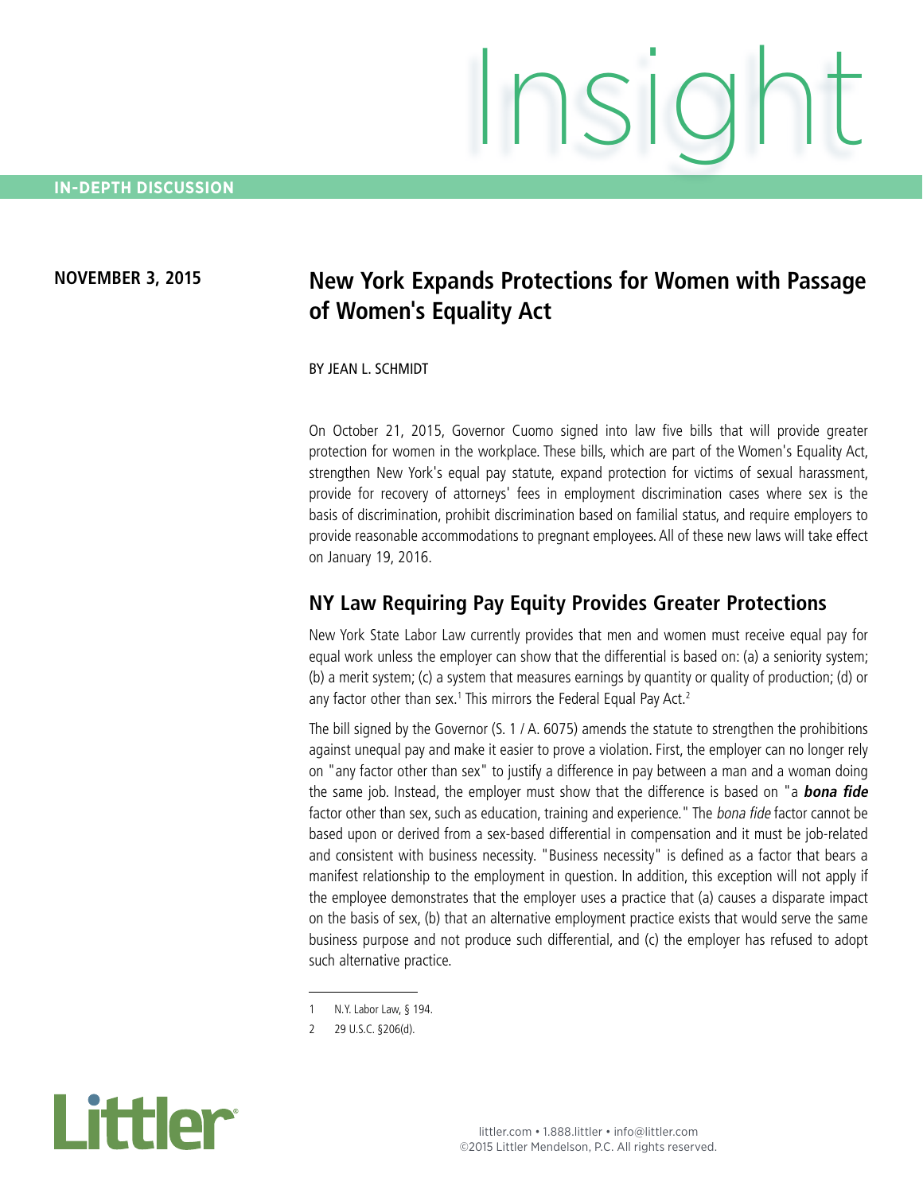IN-DEPTH DISCUSSION

NOVEMBER 3, 2015

# New York Expands Protections for Women with Passage of Women's Equality Act

BY JEAN L. SCHMIDT

On October 21, 2015, Governor Cuomo signed into law five bills that will provide greater protection for women in the workplace. These bills, which are part of the Women's Equality Act, strengthen New York's equal pay statute, expand protection for victims of sexual harassment, provide for recovery of attorneys' fees in employment discrimination cases where sex is the basis of discrimination, prohibit discrimination based on familial status, and require employers to provide reasonable accommodations to pregnant employees. All of these new laws will take effect on January 19, 2016.

## NY Law Requiring Pay Equity Provides Greater Protections

New York State Labor Law currently provides that men and women must receive equal pay for equal work unless the employer can show that the differential is based on: (a) a seniority system; (b) a merit system; (c) a system that measures earnings by quantity or quality of production; (d) or any factor other than sex.[1] This mirrors the Federal Equal Pay Act.[2]

The bill signed by the Governor (S. 1 / A. 6075) amends the statute to strengthen the prohibitions against unequal pay and make it easier to prove a violation. First, the employer can no longer rely on "any factor other than sex" to justify a difference in pay between a man and a woman doing the same job. Instead, the employer must show that the difference is based on "a ***bona fide*** factor other than sex, such as education, training and experience." The *bona fide* factor cannot be based upon or derived from a sex-based differential in compensation and it must be job-related and consistent with business necessity. "Business necessity" is defined as a factor that bears a manifest relationship to the employment in question. In addition, this exception will not apply if the employee demonstrates that the employer uses a practice that (a) causes a disparate impact on the basis of sex, (b) that an alternative employment practice exists that would serve the same business purpose and not produce such differential, and (c) the employer has refused to adopt such alternative practice.

---

1 N.Y. Labor Law, § 194.

2 29 U.S.C. §206(d).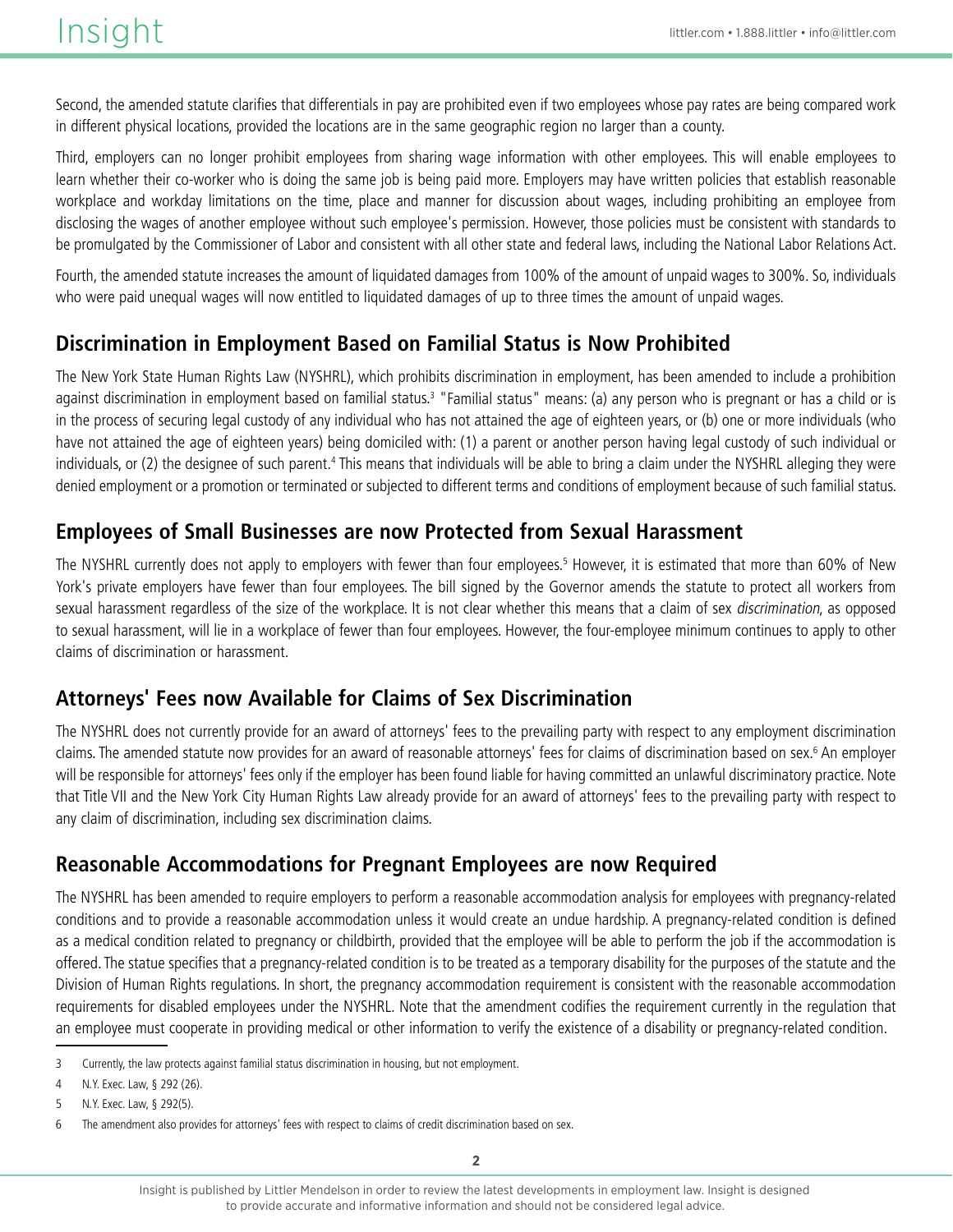Second, the amended statute clarifies that differentials in pay are prohibited even if two employees whose pay rates are being compared work in different physical locations, provided the locations are in the same geographic region no larger than a county.

Third, employers can no longer prohibit employees from sharing wage information with other employees. This will enable employees to learn whether their co-worker who is doing the same job is being paid more. Employers may have written policies that establish reasonable workplace and workday limitations on the time, place and manner for discussion about wages, including prohibiting an employee from disclosing the wages of another employee without such employee's permission. However, those policies must be consistent with standards to be promulgated by the Commissioner of Labor and consistent with all other state and federal laws, including the National Labor Relations Act.

Fourth, the amended statute increases the amount of liquidated damages from 100% of the amount of unpaid wages to 300%. So, individuals who were paid unequal wages will now entitled to liquidated damages of up to three times the amount of unpaid wages.

## Discrimination in Employment Based on Familial Status is Now Prohibited

The New York State Human Rights Law (NYSHRL), which prohibits discrimination in employment, has been amended to include a prohibition against discrimination in employment based on familial status.[3] "Familial status" means: (a) any person who is pregnant or has a child or is in the process of securing legal custody of any individual who has not attained the age of eighteen years, or (b) one or more individuals (who have not attained the age of eighteen years) being domiciled with: (1) a parent or another person having legal custody of such individual or individuals, or (2) the designee of such parent.[4] This means that individuals will be able to bring a claim under the NYSHRL alleging they were denied employment or a promotion or terminated or subjected to different terms and conditions of employment because of such familial status.

## Employees of Small Businesses are now Protected from Sexual Harassment

The NYSHRL currently does not apply to employers with fewer than four employees.[5] However, it is estimated that more than 60% of New York's private employers have fewer than four employees. The bill signed by the Governor amends the statute to protect all workers from sexual harassment regardless of the size of the workplace. It is not clear whether this means that a claim of sex *discrimination*, as opposed to sexual harassment, will lie in a workplace of fewer than four employees. However, the four-employee minimum continues to apply to other claims of discrimination or harassment.

## Attorneys' Fees now Available for Claims of Sex Discrimination

The NYSHRL does not currently provide for an award of attorneys' fees to the prevailing party with respect to any employment discrimination claims. The amended statute now provides for an award of reasonable attorneys' fees for claims of discrimination based on sex.[6] An employer will be responsible for attorneys' fees only if the employer has been found liable for having committed an unlawful discriminatory practice. Note that Title VII and the New York City Human Rights Law already provide for an award of attorneys' fees to the prevailing party with respect to any claim of discrimination, including sex discrimination claims.

## Reasonable Accommodations for Pregnant Employees are now Required

The NYSHRL has been amended to require employers to perform a reasonable accommodation analysis for employees with pregnancy-related conditions and to provide a reasonable accommodation unless it would create an undue hardship. A pregnancy-related condition is defined as a medical condition related to pregnancy or childbirth, provided that the employee will be able to perform the job if the accommodation is offered. The statue specifies that a pregnancy-related condition is to be treated as a temporary disability for the purposes of the statute and the Division of Human Rights regulations. In short, the pregnancy accommodation requirement is consistent with the reasonable accommodation requirements for disabled employees under the NYSHRL. Note that the amendment codifies the requirement currently in the regulation that an employee must cooperate in providing medical or other information to verify the existence of a disability or pregnancy-related condition.

---

3 Currently, the law protects against familial status discrimination in housing, but not employment.

4 N.Y. Exec. Law, § 292 (26).

5 N.Y. Exec. Law, § 292(5).

6 The amendment also provides for attorneys' fees with respect to claims of credit discrimination based on sex.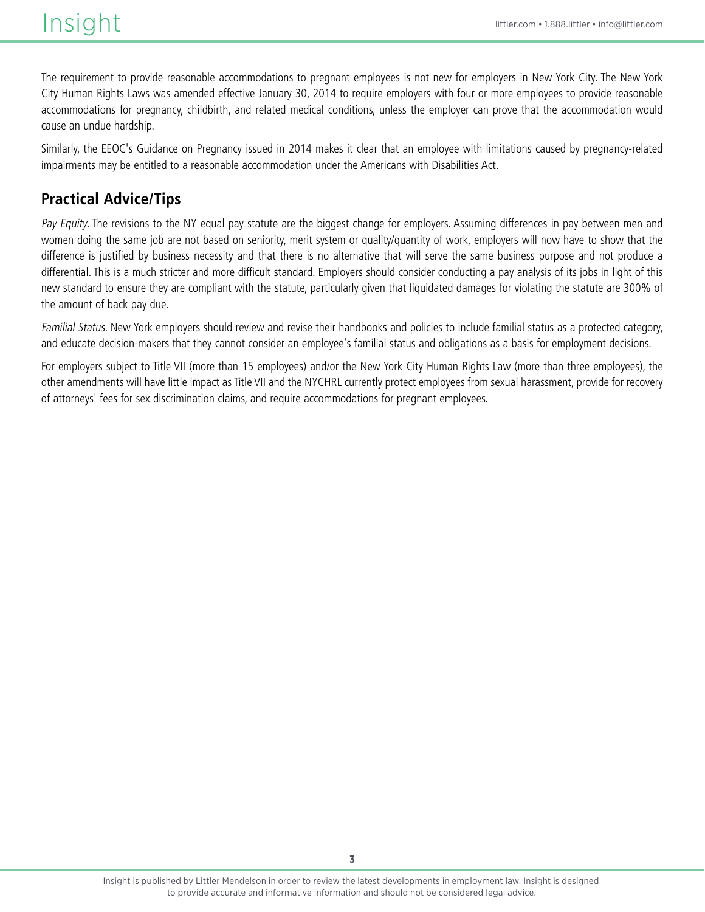The requirement to provide reasonable accommodations to pregnant employees is not new for employers in New York City. The New York City Human Rights Laws was amended effective January 30, 2014 to require employers with four or more employees to provide reasonable accommodations for pregnancy, childbirth, and related medical conditions, unless the employer can prove that the accommodation would cause an undue hardship.

Similarly, the EEOC's Guidance on Pregnancy issued in 2014 makes it clear that an employee with limitations caused by pregnancy-related impairments may be entitled to a reasonable accommodation under the Americans with Disabilities Act.

## Practical Advice/Tips

*Pay Equity*. The revisions to the NY equal pay statute are the biggest change for employers. Assuming differences in pay between men and women doing the same job are not based on seniority, merit system or quality/quantity of work, employers will now have to show that the difference is justified by business necessity and that there is no alternative that will serve the same business purpose and not produce a differential. This is a much stricter and more difficult standard. Employers should consider conducting a pay analysis of its jobs in light of this new standard to ensure they are compliant with the statute, particularly given that liquidated damages for violating the statute are 300% of the amount of back pay due.

*Familial Status*. New York employers should review and revise their handbooks and policies to include familial status as a protected category, and educate decision-makers that they cannot consider an employee's familial status and obligations as a basis for employment decisions.

For employers subject to Title VII (more than 15 employees) and/or the New York City Human Rights Law (more than three employees), the other amendments will have little impact as Title VII and the NYCHRL currently protect employees from sexual harassment, provide for recovery of attorneys' fees for sex discrimination claims, and require accommodations for pregnant employees.

Insight is published by Littler Mendelson in order to review the latest developments in employment law. Insight is designed to provide accurate and informative information and should not be considered legal advice.